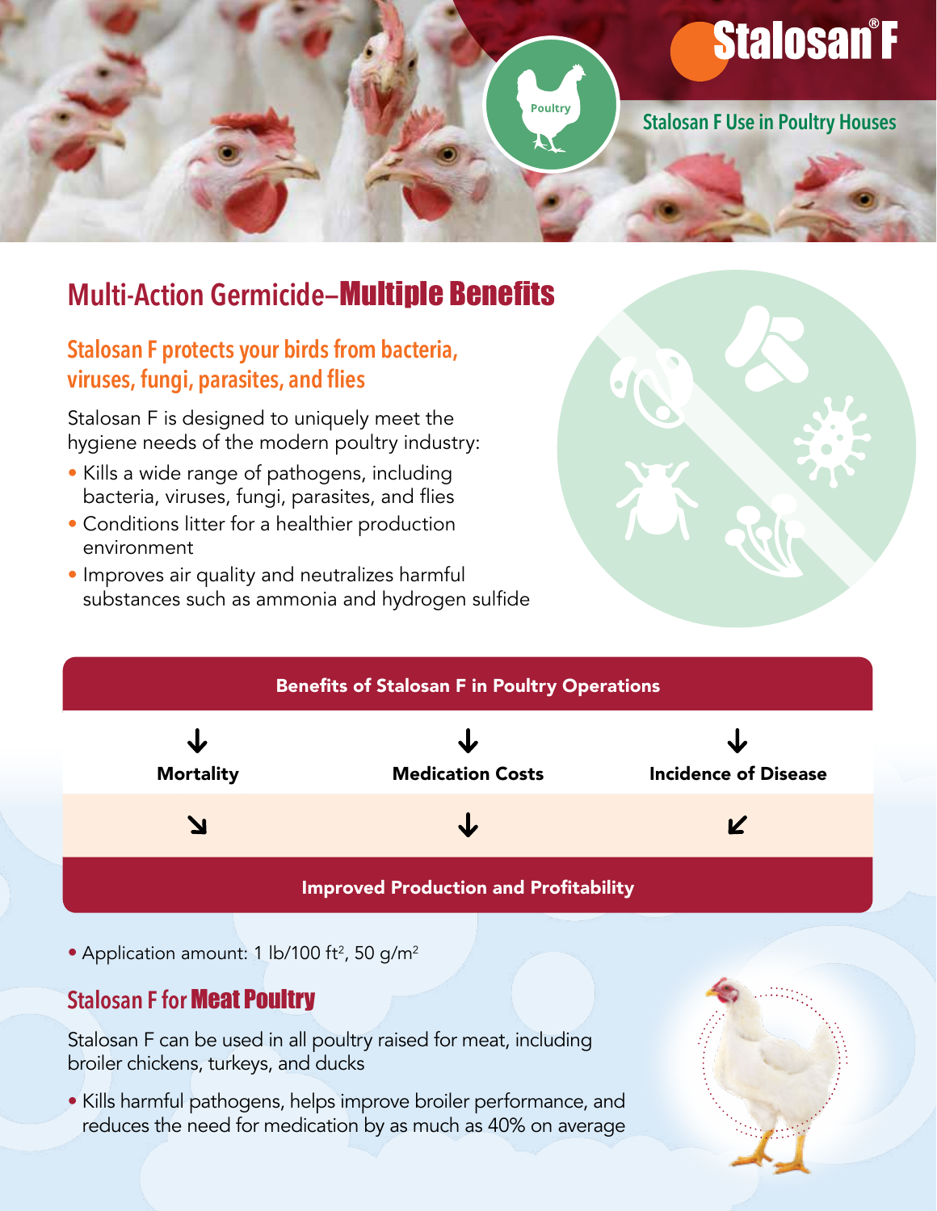# Stalosan® F

Poultry

Stalosan F Use in Poultry Houses

## Multi-Action Germicide–Multiple Benefits

### Stalosan F protects your birds from bacteria, viruses, fungi, parasites, and flies

Stalosan F is designed to uniquely meet the hygiene needs of the modern poultry industry:

- Kills a wide range of pathogens, including bacteria, viruses, fungi, parasites, and flies
- Conditions litter for a healthier production environment
- Improves air quality and neutralizes harmful substances such as ammonia and hydrogen sulfide

**Benefits of Stalosan F in Poultry Operations**

| ↓ Mortality | ↓ Medication Costs | ↓ Incidence of Disease |
| --- | --- | --- |
| ↘ | ↓ | ↙ |

**Improved Production and Profitability**

- Application amount: 1 lb/100 ft$^2$, 50 g/m$^2$

## Stalosan F for Meat Poultry

Stalosan F can be used in all poultry raised for meat, including broiler chickens, turkeys, and ducks

- Kills harmful pathogens, helps improve broiler performance, and reduces the need for medication by as much as 40% on average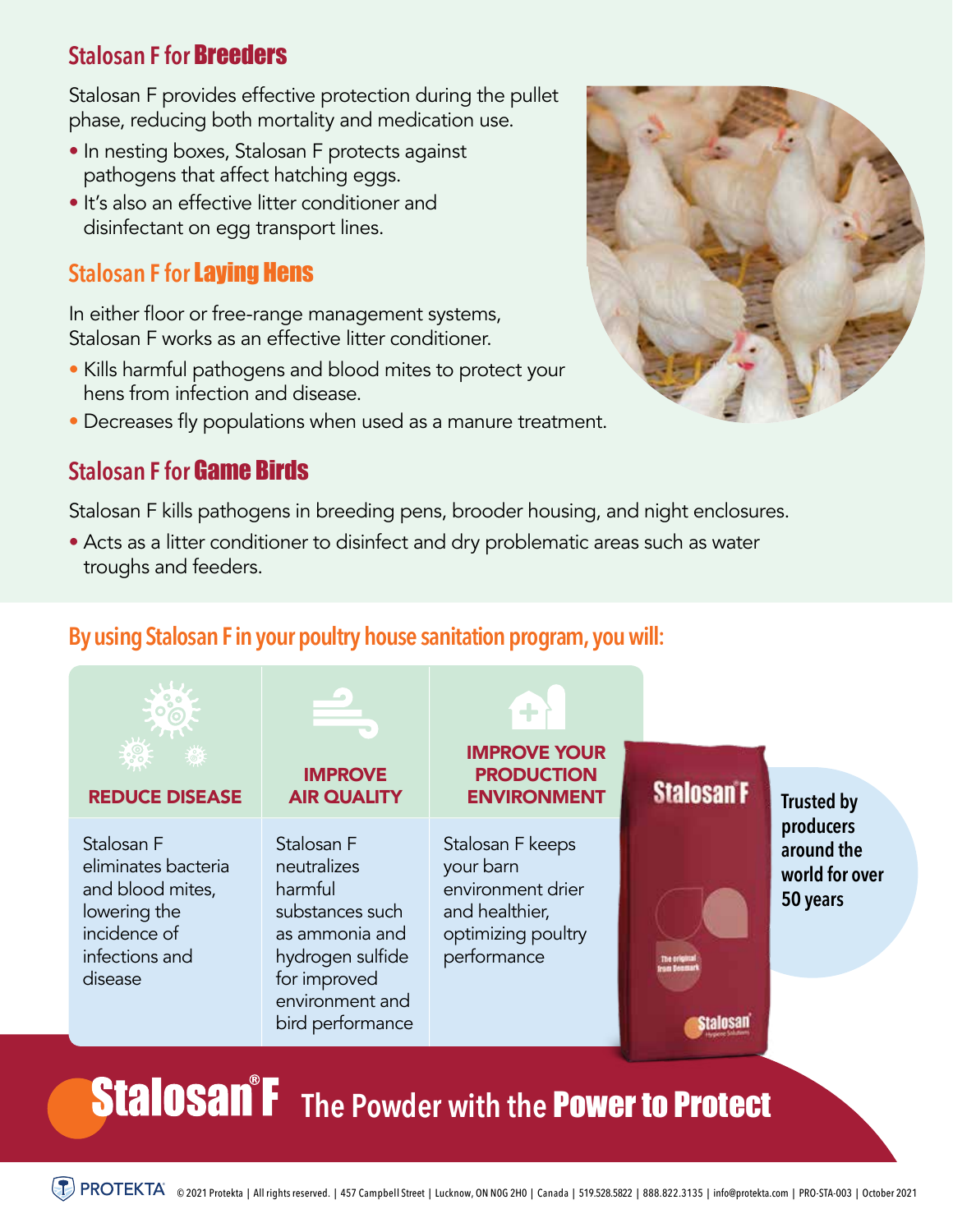## Stalosan F for **Breeders**

Stalosan F provides effective protection during the pullet phase, reducing both mortality and medication use.

- In nesting boxes, Stalosan F protects against pathogens that affect hatching eggs.
- It's also an effective litter conditioner and disinfectant on egg transport lines.

## Stalosan F for **Laying Hens**

In either floor or free-range management systems, Stalosan F works as an effective litter conditioner.

- Kills harmful pathogens and blood mites to protect your hens from infection and disease.
- Decreases fly populations when used as a manure treatment.

## Stalosan F for **Game Birds**

Stalosan F kills pathogens in breeding pens, brooder housing, and night enclosures.

- Acts as a litter conditioner to disinfect and dry problematic areas such as water troughs and feeders.

## By using Stalosan F in your poultry house sanitation program, you will:

| REDUCE DISEASE | IMPROVE AIR QUALITY | IMPROVE YOUR PRODUCTION ENVIRONMENT |
|---|---|---|
| Stalosan F eliminates bacteria and blood mites, lowering the incidence of infections and disease | Stalosan F neutralizes harmful substances such as ammonia and hydrogen sulfide for improved environment and bird performance | Stalosan F keeps your barn environment drier and healthier, optimizing poultry performance |

**Trusted by producers around the world for over 50 years**

**Stalosan® F** The Powder with the **Power to Protect**

PROTEKTA © 2021 Protekta | All rights reserved. | 457 Campbell Street | Lucknow, ON N0G 2H0 | Canada | 519.528.5822 | 888.822.3135 | info@protekta.com | PRO-STA-003 | October 2021